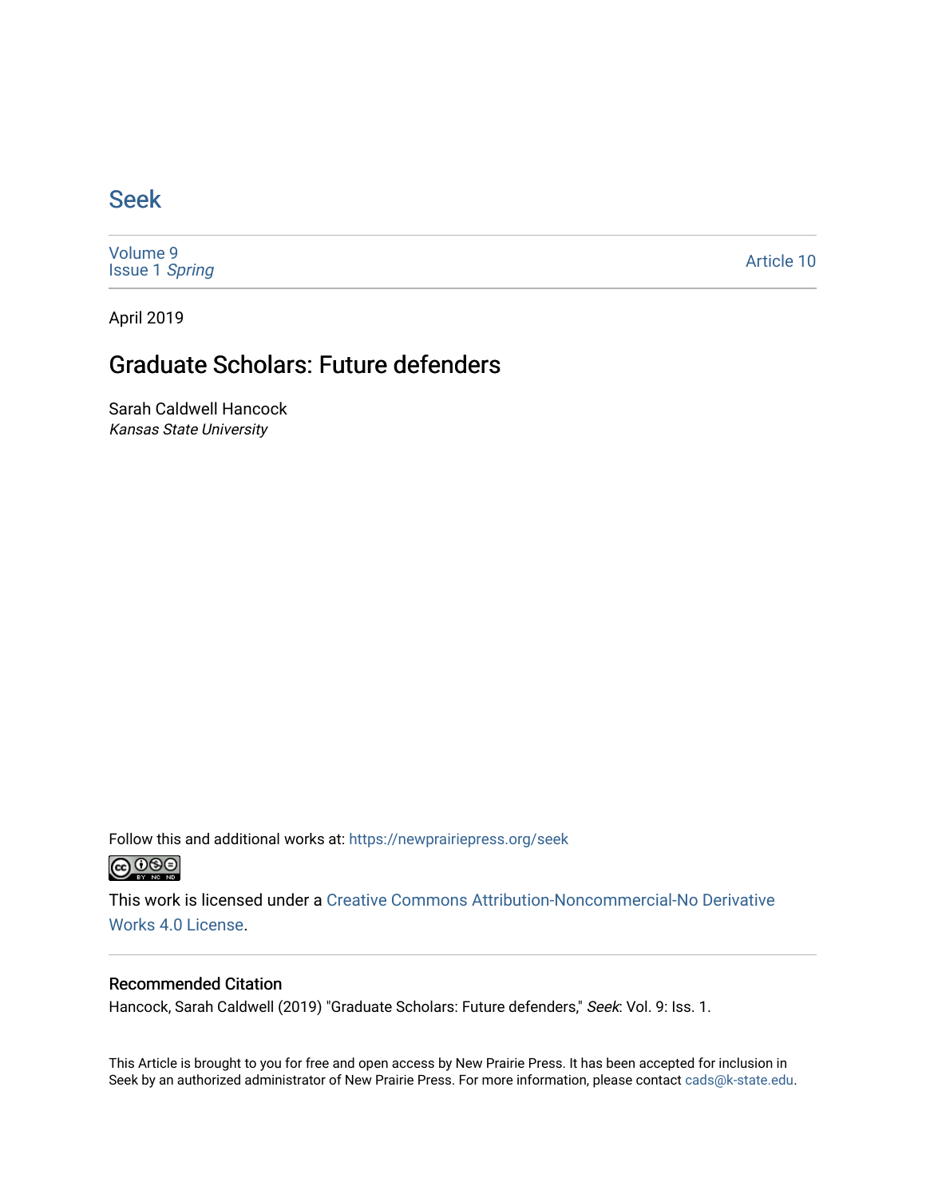# Seek

Volume 9
Issue 1 *Spring*

Article 10

April 2019

## Graduate Scholars: Future defenders

Sarah Caldwell Hancock
*Kansas State University*

Follow this and additional works at: https://newprairiepress.org/seek

This work is licensed under a Creative Commons Attribution-Noncommercial-No Derivative Works 4.0 License.

### Recommended Citation

Hancock, Sarah Caldwell (2019) "Graduate Scholars: Future defenders," *Seek*: Vol. 9: Iss. 1.

This Article is brought to you for free and open access by New Prairie Press. It has been accepted for inclusion in Seek by an authorized administrator of New Prairie Press. For more information, please contact cads@k-state.edu.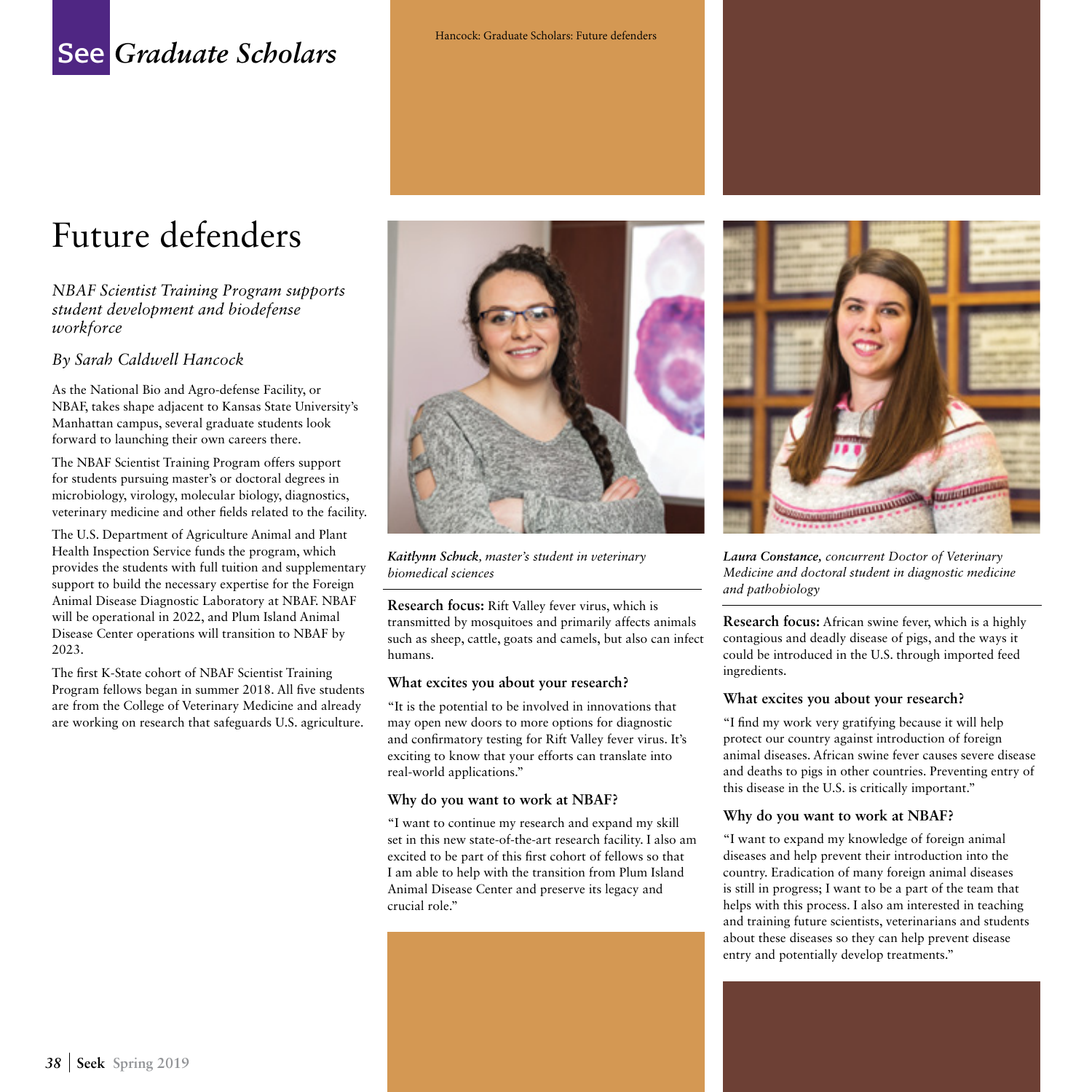# Future defenders

*NBAF Scientist Training Program supports student development and biodefense workforce*

*By Sarah Caldwell Hancock*

As the National Bio and Agro-defense Facility, or NBAF, takes shape adjacent to Kansas State University's Manhattan campus, several graduate students look forward to launching their own careers there.

The NBAF Scientist Training Program offers support for students pursuing master's or doctoral degrees in microbiology, virology, molecular biology, diagnostics, veterinary medicine and other fields related to the facility.

The U.S. Department of Agriculture Animal and Plant Health Inspection Service funds the program, which provides the students with full tuition and supplementary support to build the necessary expertise for the Foreign Animal Disease Diagnostic Laboratory at NBAF. NBAF will be operational in 2022, and Plum Island Animal Disease Center operations will transition to NBAF by 2023.

The first K-State cohort of NBAF Scientist Training Program fellows began in summer 2018. All five students are from the College of Veterinary Medicine and already are working on research that safeguards U.S. agriculture.

***Kaitlynn Schuck**, master's student in veterinary biomedical sciences*

**Research focus:** Rift Valley fever virus, which is transmitted by mosquitoes and primarily affects animals such as sheep, cattle, goats and camels, but also can infect humans.

### What excites you about your research?

"It is the potential to be involved in innovations that may open new doors to more options for diagnostic and confirmatory testing for Rift Valley fever virus. It's exciting to know that your efforts can translate into real-world applications."

### Why do you want to work at NBAF?

"I want to continue my research and expand my skill set in this new state-of-the-art research facility. I also am excited to be part of this first cohort of fellows so that I am able to help with the transition from Plum Island Animal Disease Center and preserve its legacy and crucial role."

***Laura Constance**, concurrent Doctor of Veterinary Medicine and doctoral student in diagnostic medicine and pathobiology*

**Research focus:** African swine fever, which is a highly contagious and deadly disease of pigs, and the ways it could be introduced in the U.S. through imported feed ingredients.

### What excites you about your research?

"I find my work very gratifying because it will help protect our country against introduction of foreign animal diseases. African swine fever causes severe disease and deaths to pigs in other countries. Preventing entry of this disease in the U.S. is critically important."

### Why do you want to work at NBAF?

"I want to expand my knowledge of foreign animal diseases and help prevent their introduction into the country. Eradication of many foreign animal diseases is still in progress; I want to be a part of the team that helps with this process. I also am interested in teaching and training future scientists, veterinarians and students about these diseases so they can help prevent disease entry and potentially develop treatments."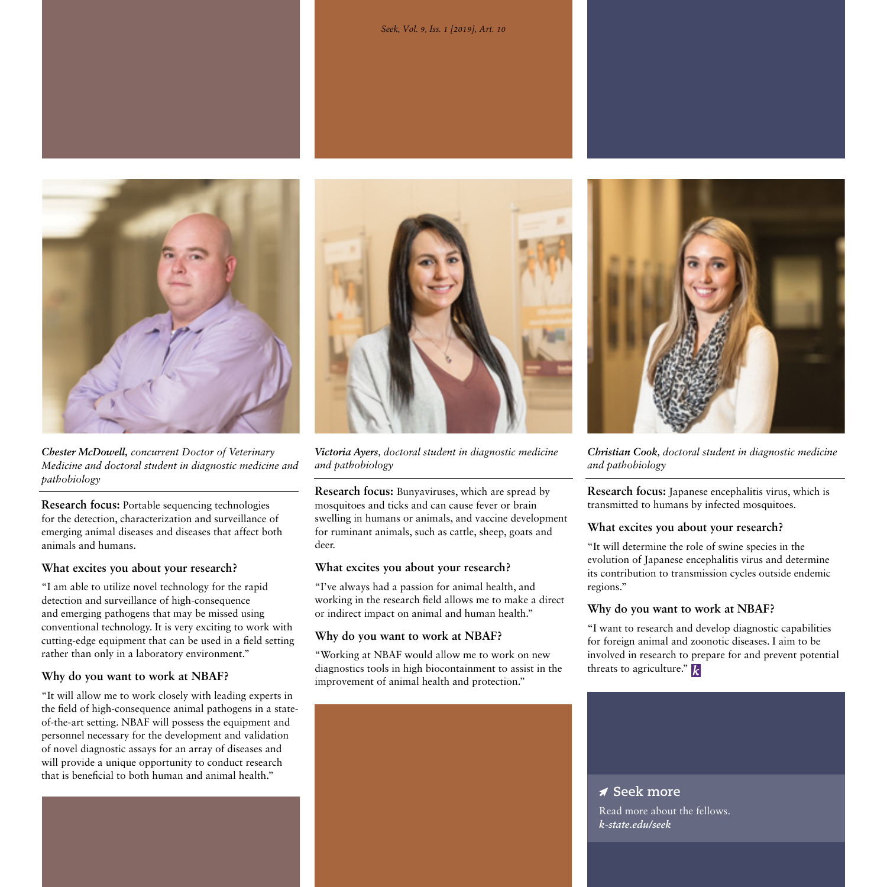***Chester McDowell,*** *concurrent Doctor of Veterinary Medicine and doctoral student in diagnostic medicine and pathobiology*

**Research focus:** Portable sequencing technologies for the detection, characterization and surveillance of emerging animal diseases and diseases that affect both animals and humans.

### What excites you about your research?

"I am able to utilize novel technology for the rapid detection and surveillance of high-consequence and emerging pathogens that may be missed using conventional technology. It is very exciting to work with cutting-edge equipment that can be used in a field setting rather than only in a laboratory environment."

### Why do you want to work at NBAF?

"It will allow me to work closely with leading experts in the field of high-consequence animal pathogens in a state-of-the-art setting. NBAF will possess the equipment and personnel necessary for the development and validation of novel diagnostic assays for an array of diseases and will provide a unique opportunity to conduct research that is beneficial to both human and animal health."

***Victoria Ayers****, doctoral student in diagnostic medicine and pathobiology*

**Research focus:** Bunyaviruses, which are spread by mosquitoes and ticks and can cause fever or brain swelling in humans or animals, and vaccine development for ruminant animals, such as cattle, sheep, goats and deer.

### What excites you about your research?

"I've always had a passion for animal health, and working in the research field allows me to make a direct or indirect impact on animal and human health."

### Why do you want to work at NBAF?

"Working at NBAF would allow me to work on new diagnostics tools in high biocontainment to assist in the improvement of animal health and protection."

***Christian Cook****, doctoral student in diagnostic medicine and pathobiology*

**Research focus:** Japanese encephalitis virus, which is transmitted to humans by infected mosquitoes.

### What excites you about your research?

"It will determine the role of swine species in the evolution of Japanese encephalitis virus and determine its contribution to transmission cycles outside endemic regions."

### Why do you want to work at NBAF?

"I want to research and develop diagnostic capabilities for foreign animal and zoonotic diseases. I aim to be involved in research to prepare for and prevent potential threats to agriculture."

### Seek more

Read more about the fellows.
*k-state.edu/seek*